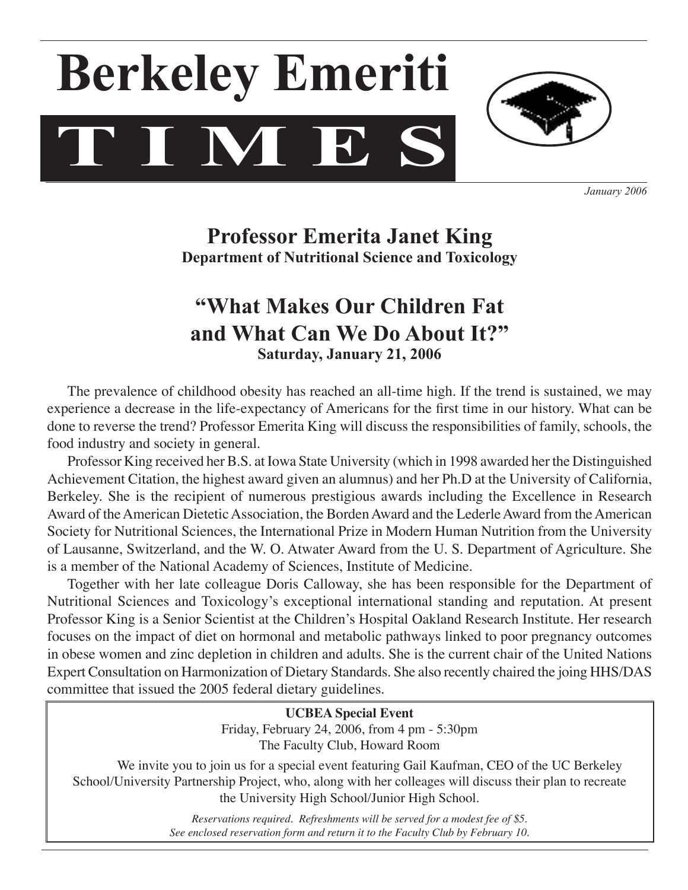# Berkeley Emeriti

# TIMES

*January 2006*

## Professor Emerita Janet King

**Department of Nutritional Science and Toxicology**

## "What Makes Our Children Fat and What Can We Do About It?"

**Saturday, January 21, 2006**

The prevalence of childhood obesity has reached an all-time high. If the trend is sustained, we may experience a decrease in the life-expectancy of Americans for the first time in our history. What can be done to reverse the trend? Professor Emerita King will discuss the responsibilities of family, schools, the food industry and society in general.

Professor King received her B.S. at Iowa State University (which in 1998 awarded her the Distinguished Achievement Citation, the highest award given an alumnus) and her Ph.D at the University of California, Berkeley. She is the recipient of numerous prestigious awards including the Excellence in Research Award of the American Dietetic Association, the Borden Award and the Lederle Award from the American Society for Nutritional Sciences, the International Prize in Modern Human Nutrition from the University of Lausanne, Switzerland, and the W. O. Atwater Award from the U. S. Department of Agriculture. She is a member of the National Academy of Sciences, Institute of Medicine.

Together with her late colleague Doris Calloway, she has been responsible for the Department of Nutritional Sciences and Toxicology's exceptional international standing and reputation. At present Professor King is a Senior Scientist at the Children's Hospital Oakland Research Institute. Her research focuses on the impact of diet on hormonal and metabolic pathways linked to poor pregnancy outcomes in obese women and zinc depletion in children and adults. She is the current chair of the United Nations Expert Consultation on Harmonization of Dietary Standards. She also recently chaired the joing HHS/DAS committee that issued the 2005 federal dietary guidelines.

---

**UCBEA Special Event**

Friday, February 24, 2006, from 4 pm - 5:30pm

The Faculty Club, Howard Room

We invite you to join us for a special event featuring Gail Kaufman, CEO of the UC Berkeley School/University Partnership Project, who, along with her colleages will discuss their plan to recreate the University High School/Junior High School.

*Reservations required. Refreshments will be served for a modest fee of $5.*
*See enclosed reservation form and return it to the Faculty Club by February 10.*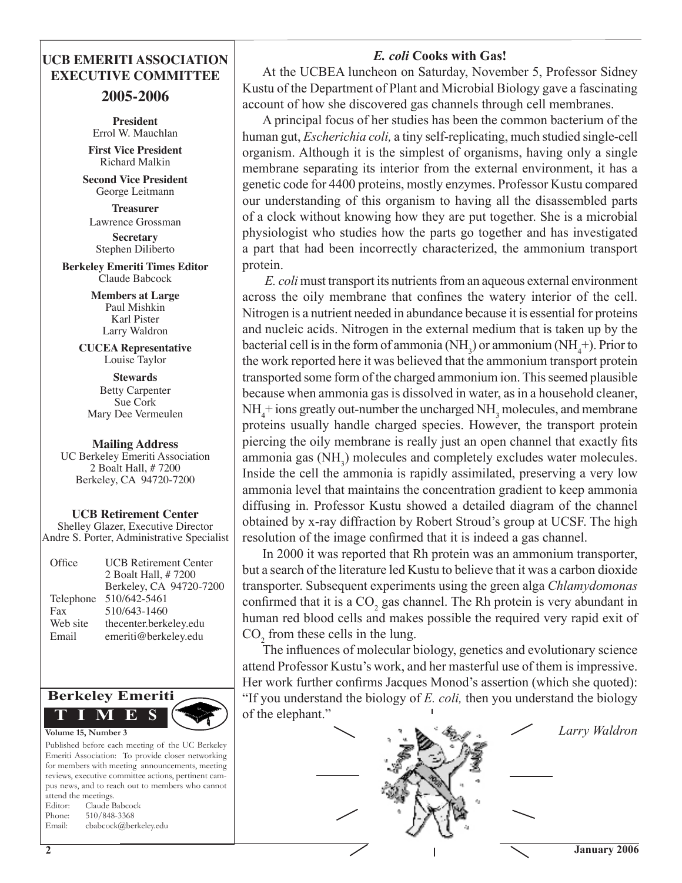## UCB EMERITI ASSOCIATION EXECUTIVE COMMITTEE

## 2005-2006

**President**
Errol W. Mauchlan

**First Vice President**
Richard Malkin

**Second Vice President**
George Leitmann

**Treasurer**
Lawrence Grossman

**Secretary**
Stephen Diliberto

**Berkeley Emeriti Times Editor**
Claude Babcock

**Members at Large**
Paul Mishkin
Karl Pister
Larry Waldron

**CUCEA Representative**
Louise Taylor

**Stewards**
Betty Carpenter
Sue Cork
Mary Dee Vermeulen

**Mailing Address**
UC Berkeley Emeriti Association
2 Boalt Hall, # 7200
Berkeley, CA 94720-7200

**UCB Retirement Center**
Shelley Glazer, Executive Director
Andre S. Porter, Administrative Specialist

| | |
|---|---|
| Office | UCB Retirement Center<br>2 Boalt Hall, # 7200<br>Berkeley, CA 94720-7200 |
| Telephone | 510/642-5461 |
| Fax | 510/643-1460 |
| Web site | thecenter.berkeley.edu |
| Email | emeriti@berkeley.edu |

**Berkeley Emeriti TIMES**

**Volume 15, Number 3**

Published before each meeting of the UC Berkeley Emeriti Association: To provide closer networking for members with meeting announcements, meeting reviews, executive committee actions, pertinent campus news, and to reach out to members who cannot attend the meetings.

Editor: Claude Babcock
Phone: 510/848-3368
Email: cbabcock@berkeley.edu

## *E. coli* Cooks with Gas!

At the UCBEA luncheon on Saturday, November 5, Professor Sidney Kustu of the Department of Plant and Microbial Biology gave a fascinating account of how she discovered gas channels through cell membranes.

A principal focus of her studies has been the common bacterium of the human gut, *Escherichia coli,* a tiny self-replicating, much studied single-cell organism. Although it is the simplest of organisms, having only a single membrane separating its interior from the external environment, it has a genetic code for 4400 proteins, mostly enzymes. Professor Kustu compared our understanding of this organism to having all the disassembled parts of a clock without knowing how they are put together. She is a microbial physiologist who studies how the parts go together and has investigated a part that had been incorrectly characterized, the ammonium transport protein.

*E. coli* must transport its nutrients from an aqueous external environment across the oily membrane that confines the watery interior of the cell. Nitrogen is a nutrient needed in abundance because it is essential for proteins and nucleic acids. Nitrogen in the external medium that is taken up by the bacterial cell is in the form of ammonia ($NH_3$) or ammonium ($NH_4$+). Prior to the work reported here it was believed that the ammonium transport protein transported some form of the charged ammonium ion. This seemed plausible because when ammonia gas is dissolved in water, as in a household cleaner, $NH_4$+ ions greatly out-number the uncharged $NH_3$ molecules, and membrane proteins usually handle charged species. However, the transport protein piercing the oily membrane is really just an open channel that exactly fits ammonia gas ($NH_3$) molecules and completely excludes water molecules. Inside the cell the ammonia is rapidly assimilated, preserving a very low ammonia level that maintains the concentration gradient to keep ammonia diffusing in. Professor Kustu showed a detailed diagram of the channel obtained by x-ray diffraction by Robert Stroud's group at UCSF. The high resolution of the image confirmed that it is indeed a gas channel.

In 2000 it was reported that Rh protein was an ammonium transporter, but a search of the literature led Kustu to believe that it was a carbon dioxide transporter. Subsequent experiments using the green alga *Chlamydomonas* confirmed that it is a $CO_2$ gas channel. The Rh protein is very abundant in human red blood cells and makes possible the required very rapid exit of $CO_2$ from these cells in the lung.

The influences of molecular biology, genetics and evolutionary science attend Professor Kustu's work, and her masterful use of them is impressive. Her work further confirms Jacques Monod's assertion (which she quoted): "If you understand the biology of *E. coli,* then you understand the biology of the elephant."

*Larry Waldron*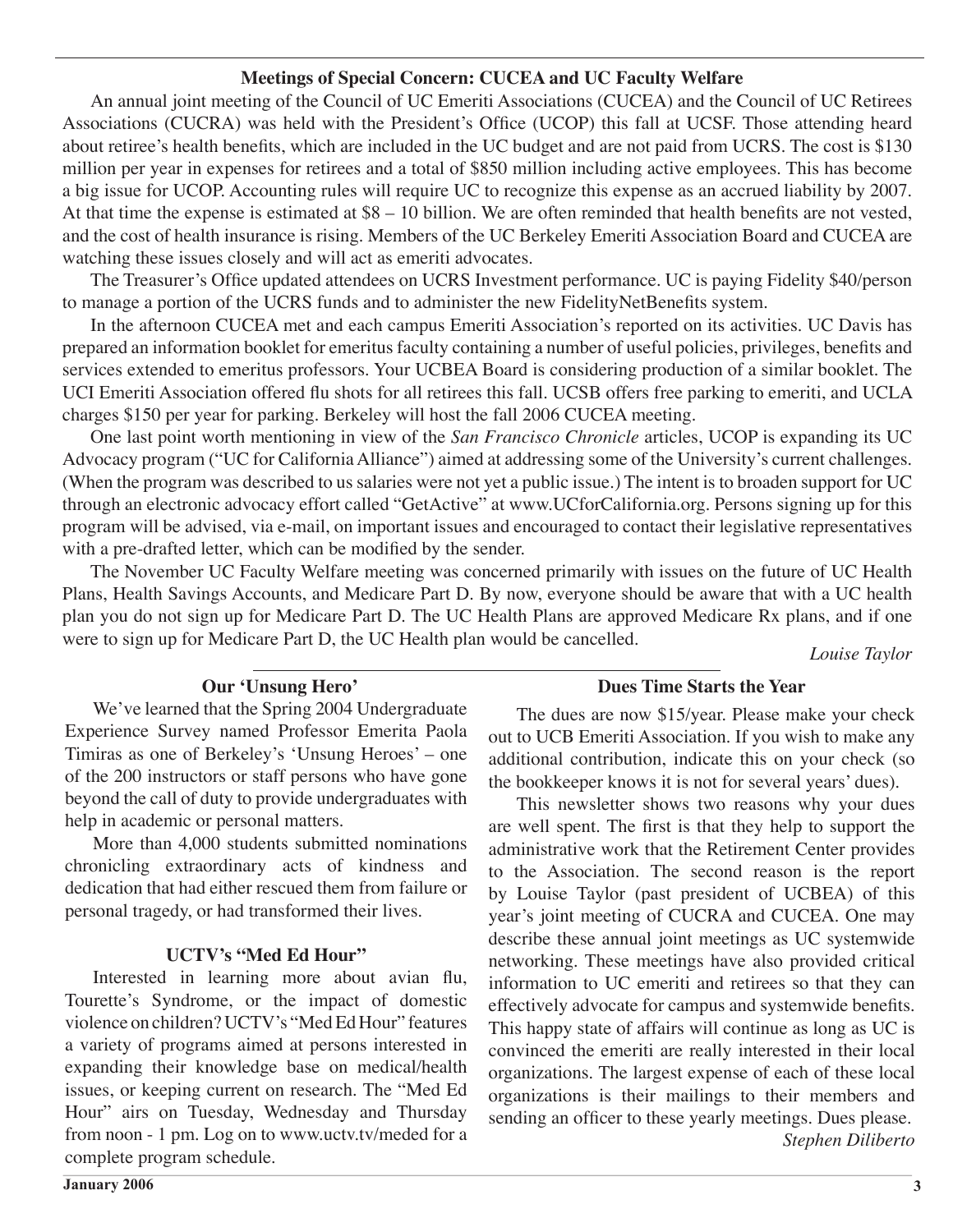## Meetings of Special Concern: CUCEA and UC Faculty Welfare

An annual joint meeting of the Council of UC Emeriti Associations (CUCEA) and the Council of UC Retirees Associations (CUCRA) was held with the President's Office (UCOP) this fall at UCSF. Those attending heard about retiree's health benefits, which are included in the UC budget and are not paid from UCRS. The cost is $130 million per year in expenses for retirees and a total of $850 million including active employees. This has become a big issue for UCOP. Accounting rules will require UC to recognize this expense as an accrued liability by 2007. At that time the expense is estimated at $8 – 10 billion. We are often reminded that health benefits are not vested, and the cost of health insurance is rising. Members of the UC Berkeley Emeriti Association Board and CUCEA are watching these issues closely and will act as emeriti advocates.

The Treasurer's Office updated attendees on UCRS Investment performance. UC is paying Fidelity $40/person to manage a portion of the UCRS funds and to administer the new FidelityNetBenefits system.

In the afternoon CUCEA met and each campus Emeriti Association's reported on its activities. UC Davis has prepared an information booklet for emeritus faculty containing a number of useful policies, privileges, benefits and services extended to emeritus professors. Your UCBEA Board is considering production of a similar booklet. The UCI Emeriti Association offered flu shots for all retirees this fall. UCSB offers free parking to emeriti, and UCLA charges $150 per year for parking. Berkeley will host the fall 2006 CUCEA meeting.

One last point worth mentioning in view of the *San Francisco Chronicle* articles, UCOP is expanding its UC Advocacy program ("UC for California Alliance") aimed at addressing some of the University's current challenges. (When the program was described to us salaries were not yet a public issue.) The intent is to broaden support for UC through an electronic advocacy effort called "GetActive" at www.UCforCalifornia.org. Persons signing up for this program will be advised, via e-mail, on important issues and encouraged to contact their legislative representatives with a pre-drafted letter, which can be modified by the sender.

The November UC Faculty Welfare meeting was concerned primarily with issues on the future of UC Health Plans, Health Savings Accounts, and Medicare Part D. By now, everyone should be aware that with a UC health plan you do not sign up for Medicare Part D. The UC Health Plans are approved Medicare Rx plans, and if one were to sign up for Medicare Part D, the UC Health plan would be cancelled.

*Louise Taylor*

### Our 'Unsung Hero'

We've learned that the Spring 2004 Undergraduate Experience Survey named Professor Emerita Paola Timiras as one of Berkeley's 'Unsung Heroes' – one of the 200 instructors or staff persons who have gone beyond the call of duty to provide undergraduates with help in academic or personal matters.

More than 4,000 students submitted nominations chronicling extraordinary acts of kindness and dedication that had either rescued them from failure or personal tragedy, or had transformed their lives.

### UCTV's "Med Ed Hour"

Interested in learning more about avian flu, Tourette's Syndrome, or the impact of domestic violence on children? UCTV's "Med Ed Hour" features a variety of programs aimed at persons interested in expanding their knowledge base on medical/health issues, or keeping current on research. The "Med Ed Hour" airs on Tuesday, Wednesday and Thursday from noon - 1 pm. Log on to www.uctv.tv/meded for a complete program schedule.

### Dues Time Starts the Year

The dues are now $15/year. Please make your check out to UCB Emeriti Association. If you wish to make any additional contribution, indicate this on your check (so the bookkeeper knows it is not for several years' dues).

This newsletter shows two reasons why your dues are well spent. The first is that they help to support the administrative work that the Retirement Center provides to the Association. The second reason is the report by Louise Taylor (past president of UCBEA) of this year's joint meeting of CUCRA and CUCEA. One may describe these annual joint meetings as UC systemwide networking. These meetings have also provided critical information to UC emeriti and retirees so that they can effectively advocate for campus and systemwide benefits. This happy state of affairs will continue as long as UC is convinced the emeriti are really interested in their local organizations. The largest expense of each of these local organizations is their mailings to their members and sending an officer to these yearly meetings. Dues please.

*Stephen Diliberto*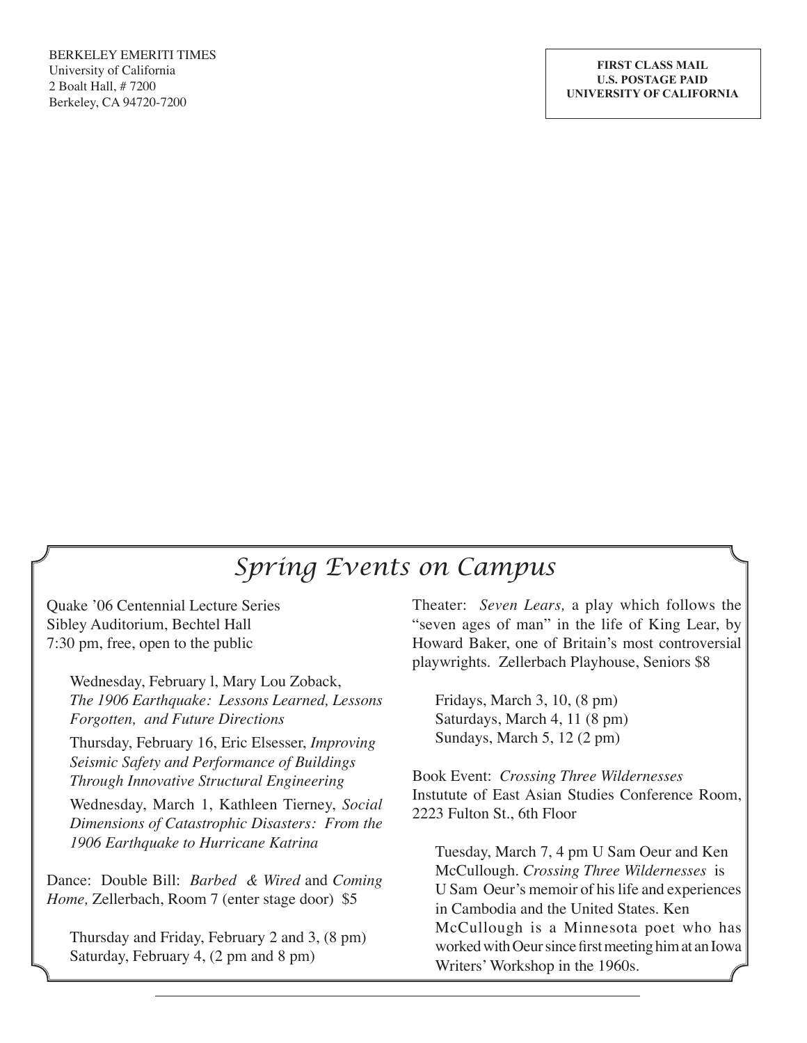BERKELEY EMERITI TIMES
University of California
2 Boalt Hall, # 7200
Berkeley, CA 94720-7200

**FIRST CLASS MAIL**
**U.S. POSTAGE PAID**
**UNIVERSITY OF CALIFORNIA**

## *Spring Events on Campus*

Quake '06 Centennial Lecture Series
Sibley Auditorium, Bechtel Hall
7:30 pm, free, open to the public

Wednesday, February l, Mary Lou Zoback, *The 1906 Earthquake: Lessons Learned, Lessons Forgotten, and Future Directions*

Thursday, February 16, Eric Elsesser, *Improving Seismic Safety and Performance of Buildings Through Innovative Structural Engineering*

Wednesday, March 1, Kathleen Tierney, *Social Dimensions of Catastrophic Disasters: From the 1906 Earthquake to Hurricane Katrina*

Dance: Double Bill: *Barbed & Wired* and *Coming Home,* Zellerbach, Room 7 (enter stage door) $5

Thursday and Friday, February 2 and 3, (8 pm)
Saturday, February 4, (2 pm and 8 pm)

Theater: *Seven Lears,* a play which follows the "seven ages of man" in the life of King Lear, by Howard Baker, one of Britain's most controversial playwrights. Zellerbach Playhouse, Seniors $8

Fridays, March 3, 10, (8 pm)
Saturdays, March 4, 11 (8 pm)
Sundays, March 5, 12 (2 pm)

Book Event: *Crossing Three Wildernesses*
Instutute of East Asian Studies Conference Room, 2223 Fulton St., 6th Floor

Tuesday, March 7, 4 pm U Sam Oeur and Ken McCullough. *Crossing Three Wildernesses* is U Sam Oeur's memoir of his life and experiences in Cambodia and the United States. Ken McCullough is a Minnesota poet who has worked with Oeur since first meeting him at an Iowa Writers' Workshop in the 1960s.